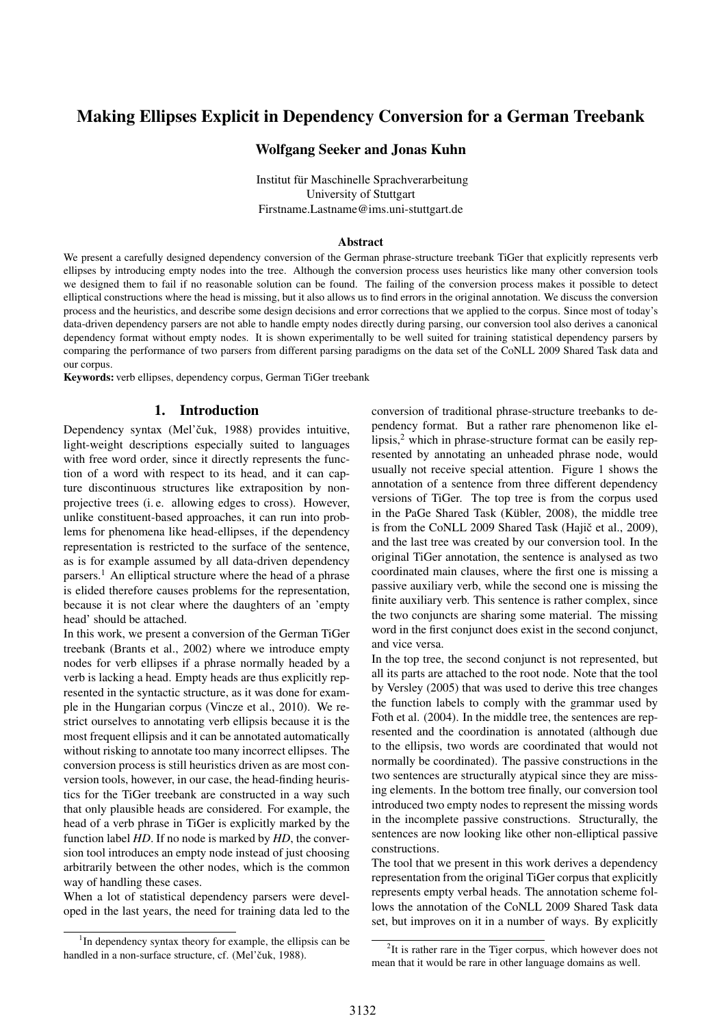# Making Ellipses Explicit in Dependency Conversion for a German Treebank

**Wolfgang Seeker and Jonas Kuhn**

Institut für Maschinelle Sprachverarbeitung
University of Stuttgart
Firstname.Lastname@ims.uni-stuttgart.de

## Abstract

We present a carefully designed dependency conversion of the German phrase-structure treebank TiGer that explicitly represents verb ellipses by introducing empty nodes into the tree. Although the conversion process uses heuristics like many other conversion tools we designed them to fail if no reasonable solution can be found. The failing of the conversion process makes it possible to detect elliptical constructions where the head is missing, but it also allows us to find errors in the original annotation. We discuss the conversion process and the heuristics, and describe some design decisions and error corrections that we applied to the corpus. Since most of today's data-driven dependency parsers are not able to handle empty nodes directly during parsing, our conversion tool also derives a canonical dependency format without empty nodes. It is shown experimentally to be well suited for training statistical dependency parsers by comparing the performance of two parsers from different parsing paradigms on the data set of the CoNLL 2009 Shared Task data and our corpus.

**Keywords:** verb ellipses, dependency corpus, German TiGer treebank

## 1. Introduction

Dependency syntax (Mel'čuk, 1988) provides intuitive, light-weight descriptions especially suited to languages with free word order, since it directly represents the function of a word with respect to its head, and it can capture discontinuous structures like extraposition by non-projective trees (i. e. allowing edges to cross). However, unlike constituent-based approaches, it can run into problems for phenomena like head-ellipses, if the dependency representation is restricted to the surface of the sentence, as is for example assumed by all data-driven dependency parsers.[1] An elliptical structure where the head of a phrase is elided therefore causes problems for the representation, because it is not clear where the daughters of an 'empty head' should be attached.

In this work, we present a conversion of the German TiGer treebank (Brants et al., 2002) where we introduce empty nodes for verb ellipses if a phrase normally headed by a verb is lacking a head. Empty heads are thus explicitly represented in the syntactic structure, as it was done for example in the Hungarian corpus (Vincze et al., 2010). We restrict ourselves to annotating verb ellipsis because it is the most frequent ellipsis and it can be annotated automatically without risking to annotate too many incorrect ellipses. The conversion process is still heuristics driven as are most conversion tools, however, in our case, the head-finding heuristics for the TiGer treebank are constructed in a way such that only plausible heads are considered. For example, the head of a verb phrase in TiGer is explicitly marked by the function label *HD*. If no node is marked by *HD*, the conversion tool introduces an empty node instead of just choosing arbitrarily between the other nodes, which is the common way of handling these cases.

When a lot of statistical dependency parsers were developed in the last years, the need for training data led to the conversion of traditional phrase-structure treebanks to dependency format. But a rather rare phenomenon like ellipsis,[2] which in phrase-structure format can be easily represented by annotating an unheaded phrase node, would usually not receive special attention. Figure 1 shows the annotation of a sentence from three different dependency versions of TiGer. The top tree is from the corpus used in the PaGe Shared Task (Kübler, 2008), the middle tree is from the CoNLL 2009 Shared Task (Hajič et al., 2009), and the last tree was created by our conversion tool. In the original TiGer annotation, the sentence is analysed as two coordinated main clauses, where the first one is missing a passive auxiliary verb, while the second one is missing the finite auxiliary verb. This sentence is rather complex, since the two conjuncts are sharing some material. The missing word in the first conjunct does exist in the second conjunct, and vice versa.

In the top tree, the second conjunct is not represented, but all its parts are attached to the root node. Note that the tool by Versley (2005) that was used to derive this tree changes the function labels to comply with the grammar used by Foth et al. (2004). In the middle tree, the sentences are represented and the coordination is annotated (although due to the ellipsis, two words are coordinated that would not normally be coordinated). The passive constructions in the two sentences are structurally atypical since they are missing elements. In the bottom tree finally, our conversion tool introduced two empty nodes to represent the missing words in the incomplete passive constructions. Structurally, the sentences are now looking like other non-elliptical passive constructions.

The tool that we present in this work derives a dependency representation from the original TiGer corpus that explicitly represents empty verbal heads. The annotation scheme follows the annotation of the CoNLL 2009 Shared Task data set, but improves on it in a number of ways. By explicitly

[1] In dependency syntax theory for example, the ellipsis can be handled in a non-surface structure, cf. (Mel'čuk, 1988).

[2] It is rather rare in the Tiger corpus, which however does not mean that it would be rare in other language domains as well.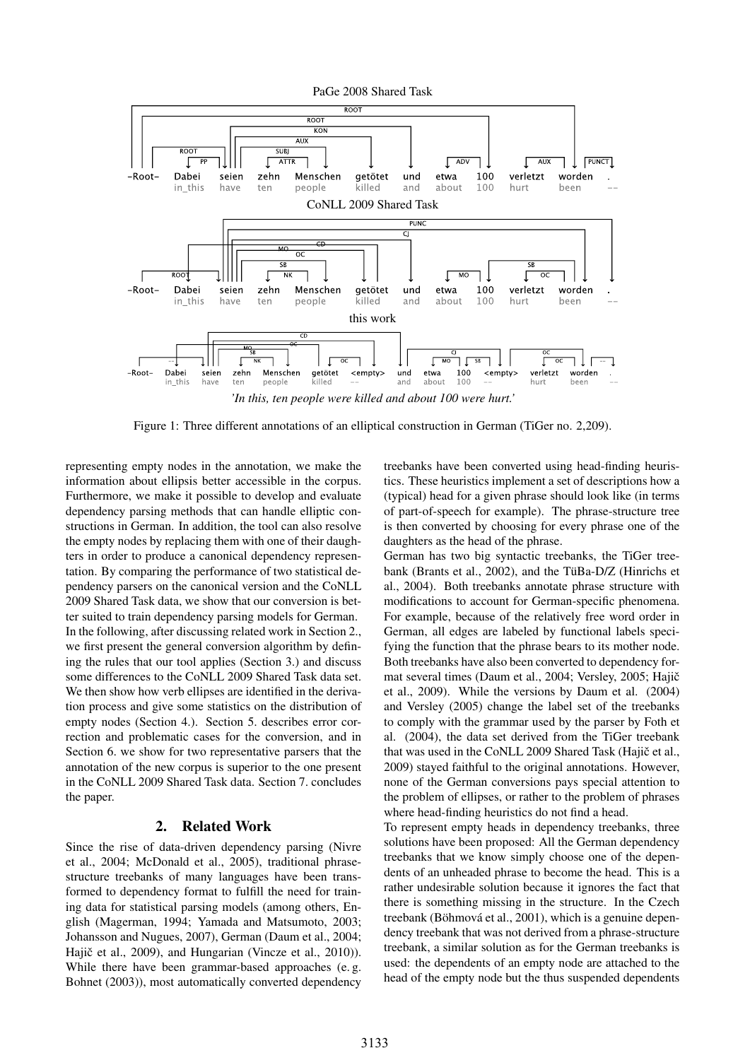PaGe 2008 Shared Task

CoNLL 2009 Shared Task

this work

*'In this, ten people were killed and about 100 were hurt.'*

Figure 1: Three different annotations of an elliptical construction in German (TiGer no. 2,209).

representing empty nodes in the annotation, we make the information about ellipsis better accessible in the corpus. Furthermore, we make it possible to develop and evaluate dependency parsing methods that can handle elliptic constructions in German. In addition, the tool can also resolve the empty nodes by replacing them with one of their daughters in order to produce a canonical dependency representation. By comparing the performance of two statistical dependency parsers on the canonical version and the CoNLL 2009 Shared Task data, we show that our conversion is better suited to train dependency parsing models for German.

In the following, after discussing related work in Section 2., we first present the general conversion algorithm by defining the rules that our tool applies (Section 3.) and discuss some differences to the CoNLL 2009 Shared Task data set. We then show how verb ellipses are identified in the derivation process and give some statistics on the distribution of empty nodes (Section 4.). Section 5. describes error correction and problematic cases for the conversion, and in Section 6. we show for two representative parsers that the annotation of the new corpus is superior to the one present in the CoNLL 2009 Shared Task data. Section 7. concludes the paper.

## 2. Related Work

Since the rise of data-driven dependency parsing (Nivre et al., 2004; McDonald et al., 2005), traditional phrase-structure treebanks of many languages have been transformed to dependency format to fulfill the need for training data for statistical parsing models (among others, English (Magerman, 1994; Yamada and Matsumoto, 2003; Johansson and Nugues, 2007), German (Daum et al., 2004; Hajič et al., 2009), and Hungarian (Vincze et al., 2010)). While there have been grammar-based approaches (e. g. Bohnet (2003)), most automatically converted dependency treebanks have been converted using head-finding heuristics. These heuristics implement a set of descriptions how a (typical) head for a given phrase should look like (in terms of part-of-speech for example). The phrase-structure tree is then converted by choosing for every phrase one of the daughters as the head of the phrase.

German has two big syntactic treebanks, the TiGer treebank (Brants et al., 2002), and the TüBa-D/Z (Hinrichs et al., 2004). Both treebanks annotate phrase structure with modifications to account for German-specific phenomena. For example, because of the relatively free word order in German, all edges are labeled by functional labels specifying the function that the phrase bears to its mother node. Both treebanks have also been converted to dependency format several times (Daum et al., 2004; Versley, 2005; Hajič et al., 2009). While the versions by Daum et al. (2004) and Versley (2005) change the label set of the treebanks to comply with the grammar used by the parser by Foth et al. (2004), the data set derived from the TiGer treebank that was used in the CoNLL 2009 Shared Task (Hajič et al., 2009) stayed faithful to the original annotations. However, none of the German conversions pays special attention to the problem of ellipses, or rather to the problem of phrases where head-finding heuristics do not find a head.

To represent empty heads in dependency treebanks, three solutions have been proposed: All the German dependency treebanks that we know simply choose one of the dependents of an unheaded phrase to become the head. This is a rather undesirable solution because it ignores the fact that there is something missing in the structure. In the Czech treebank (Böhmová et al., 2001), which is a genuine dependency treebank that was not derived from a phrase-structure treebank, a similar solution as for the German treebanks is used: the dependents of an empty node are attached to the head of the empty node but the thus suspended dependents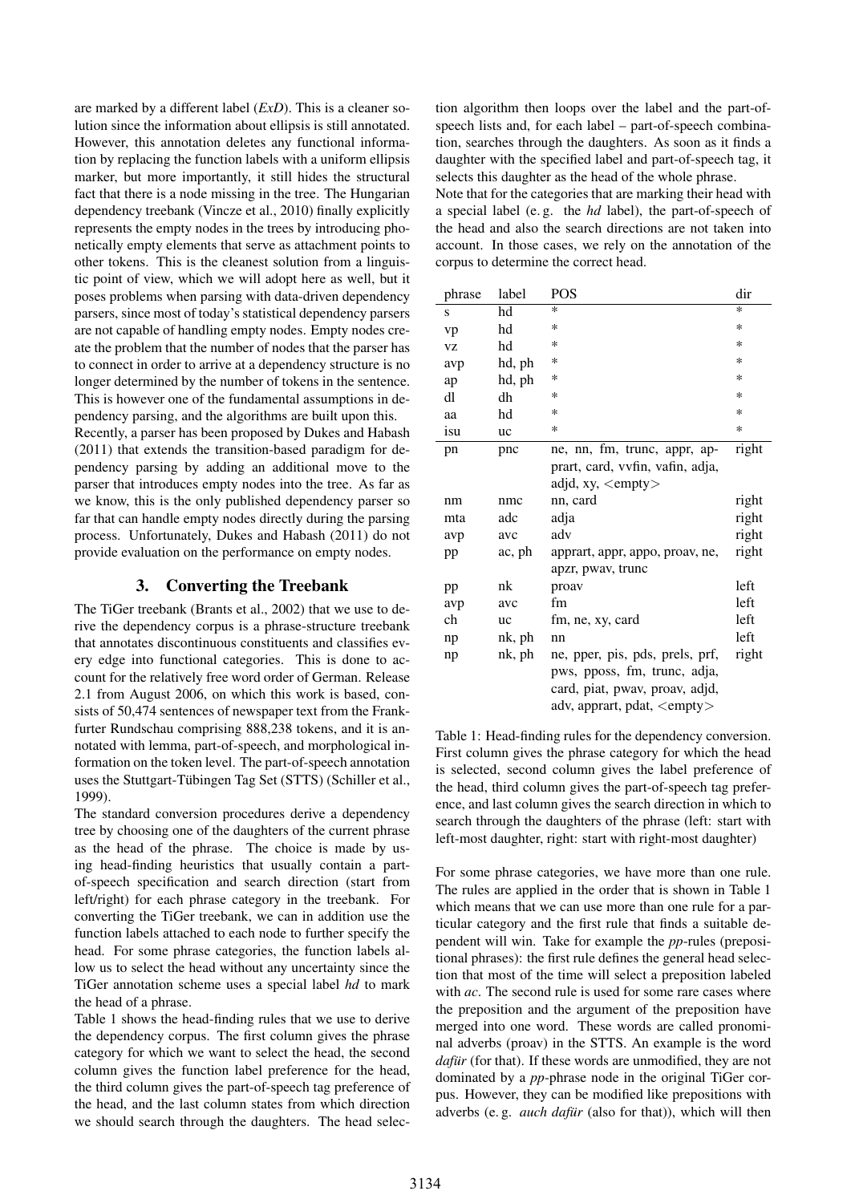are marked by a different label (*ExD*). This is a cleaner solution since the information about ellipsis is still annotated. However, this annotation deletes any functional information by replacing the function labels with a uniform ellipsis marker, but more importantly, it still hides the structural fact that there is a node missing in the tree. The Hungarian dependency treebank (Vincze et al., 2010) finally explicitly represents the empty nodes in the trees by introducing phonetically empty elements that serve as attachment points to other tokens. This is the cleanest solution from a linguistic point of view, which we will adopt here as well, but it poses problems when parsing with data-driven dependency parsers, since most of today's statistical dependency parsers are not capable of handling empty nodes. Empty nodes create the problem that the number of nodes that the parser has to connect in order to arrive at a dependency structure is no longer determined by the number of tokens in the sentence. This is however one of the fundamental assumptions in dependency parsing, and the algorithms are built upon this.

Recently, a parser has been proposed by Dukes and Habash (2011) that extends the transition-based paradigm for dependency parsing by adding an additional move to the parser that introduces empty nodes into the tree. As far as we know, this is the only published dependency parser so far that can handle empty nodes directly during the parsing process. Unfortunately, Dukes and Habash (2011) do not provide evaluation on the performance on empty nodes.

## 3. Converting the Treebank

The TiGer treebank (Brants et al., 2002) that we use to derive the dependency corpus is a phrase-structure treebank that annotates discontinuous constituents and classifies every edge into functional categories. This is done to account for the relatively free word order of German. Release 2.1 from August 2006, on which this work is based, consists of 50,474 sentences of newspaper text from the Frankfurter Rundschau comprising 888,238 tokens, and it is annotated with lemma, part-of-speech, and morphological information on the token level. The part-of-speech annotation uses the Stuttgart-Tübingen Tag Set (STTS) (Schiller et al., 1999).

The standard conversion procedures derive a dependency tree by choosing one of the daughters of the current phrase as the head of the phrase. The choice is made by using head-finding heuristics that usually contain a part-of-speech specification and search direction (start from left/right) for each phrase category in the treebank. For converting the TiGer treebank, we can in addition use the function labels attached to each node to further specify the head. For some phrase categories, the function labels allow us to select the head without any uncertainty since the TiGer annotation scheme uses a special label *hd* to mark the head of a phrase.

Table 1 shows the head-finding rules that we use to derive the dependency corpus. The first column gives the phrase category for which we want to select the head, the second column gives the function label preference for the head, the third column gives the part-of-speech tag preference of the head, and the last column states from which direction we should search through the daughters. The head selection algorithm then loops over the label and the part-of-speech lists and, for each label – part-of-speech combination, searches through the daughters. As soon as it finds a daughter with the specified label and part-of-speech tag, it selects this daughter as the head of the whole phrase.

Note that for the categories that are marking their head with a special label (e. g. the *hd* label), the part-of-speech of the head and also the search directions are not taken into account. In those cases, we rely on the annotation of the corpus to determine the correct head.

| phrase | label | POS | dir |
|---|---|---|---|
| s | hd | * | * |
| vp | hd | * | * |
| vz | hd | * | * |
| avp | hd, ph | * | * |
| ap | hd, ph | * | * |
| dl | dh | * | * |
| aa | hd | * | * |
| isu | uc | * | * |
| pn | pnc | ne, nn, fm, trunc, appr, apprart, card, vvfin, vafin, adja, adjd, xy, <empty> | right |
| nm | nmc | nn, card | right |
| mta | adc | adja | right |
| avp | avc | adv | right |
| pp | ac, ph | apprart, appr, appo, proav, ne, apzr, pwav, trunc | right |
| pp | nk | proav | left |
| avp | avc | fm | left |
| ch | uc | fm, ne, xy, card | left |
| np | nk, ph | nn | left |
| np | nk, ph | ne, pper, pis, pds, prels, prf, pws, pposs, fm, trunc, adja, card, piat, pwav, proav, adjd, adv, apprart, pdat, <empty> | right |

Table 1: Head-finding rules for the dependency conversion. First column gives the phrase category for which the head is selected, second column gives the label preference of the head, third column gives the part-of-speech tag preference, and last column gives the search direction in which to search through the daughters of the phrase (left: start with left-most daughter, right: start with right-most daughter)

For some phrase categories, we have more than one rule. The rules are applied in the order that is shown in Table 1 which means that we can use more than one rule for a particular category and the first rule that finds a suitable dependent will win. Take for example the *pp*-rules (prepositional phrases): the first rule defines the general head selection that most of the time will select a preposition labeled with *ac*. The second rule is used for some rare cases where the preposition and the argument of the preposition have merged into one word. These words are called pronominal adverbs (proav) in the STTS. An example is the word *dafür* (for that). If these words are unmodified, they are not dominated by a *pp*-phrase node in the original TiGer corpus. However, they can be modified like prepositions with adverbs (e. g. *auch dafür* (also for that)), which will then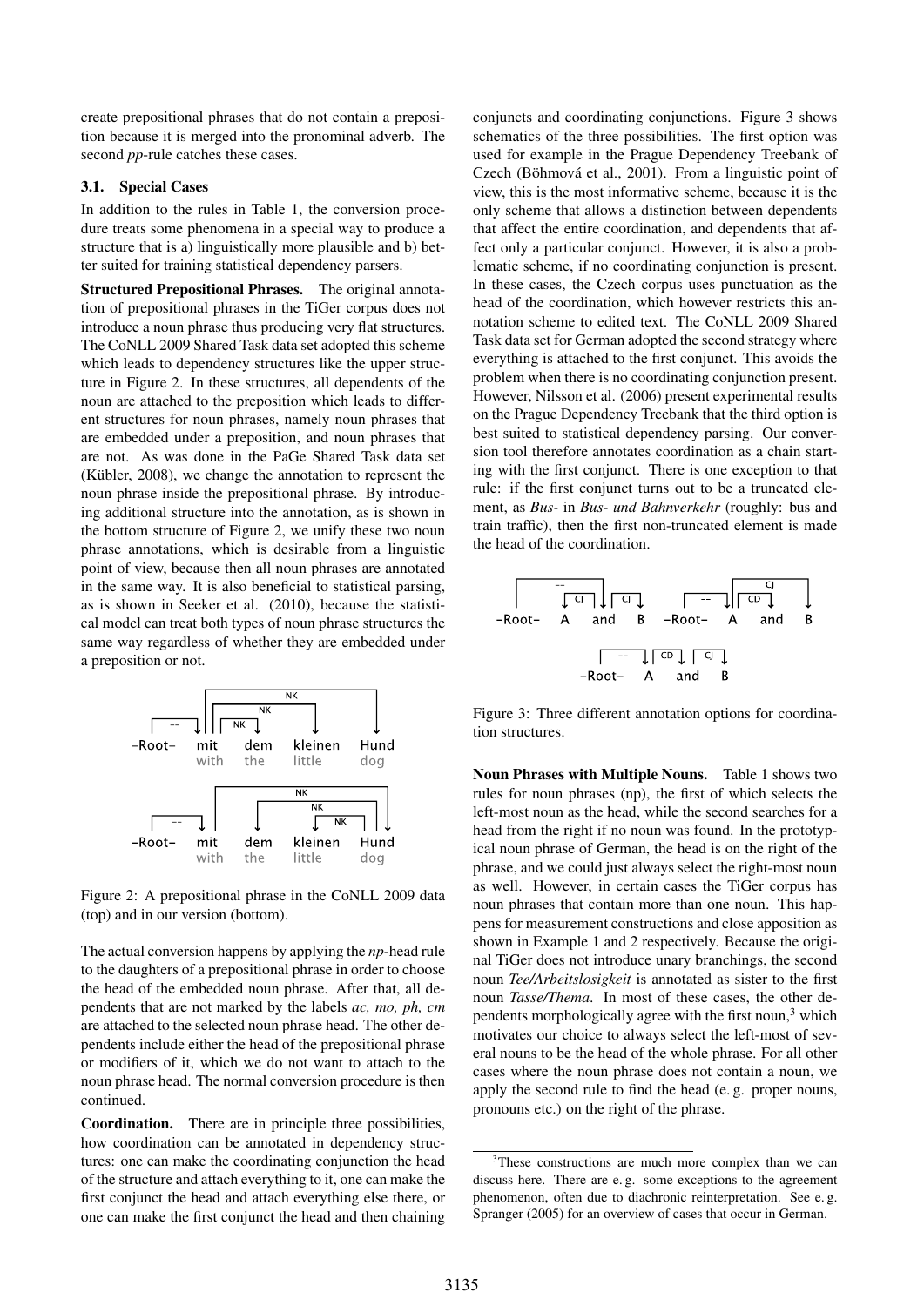create prepositional phrases that do not contain a preposition because it is merged into the pronominal adverb. The second *pp*-rule catches these cases.

### 3.1. Special Cases

In addition to the rules in Table 1, the conversion procedure treats some phenomena in a special way to produce a structure that is a) linguistically more plausible and b) better suited for training statistical dependency parsers.

**Structured Prepositional Phrases.** The original annotation of prepositional phrases in the TiGer corpus does not introduce a noun phrase thus producing very flat structures. The CoNLL 2009 Shared Task data set adopted this scheme which leads to dependency structures like the upper structure in Figure 2. In these structures, all dependents of the noun are attached to the preposition which leads to different structures for noun phrases, namely noun phrases that are embedded under a preposition, and noun phrases that are not. As was done in the PaGe Shared Task data set (Kübler, 2008), we change the annotation to represent the noun phrase inside the prepositional phrase. By introducing additional structure into the annotation, as is shown in the bottom structure of Figure 2, we unify these two noun phrase annotations, which is desirable from a linguistic point of view, because then all noun phrases are annotated in the same way. It is also beneficial to statistical parsing, as is shown in Seeker et al. (2010), because the statistical model can treat both types of noun phrase structures the same way regardless of whether they are embedded under a preposition or not.

Figure 2: A prepositional phrase in the CoNLL 2009 data (top) and in our version (bottom).

The actual conversion happens by applying the *np*-head rule to the daughters of a prepositional phrase in order to choose the head of the embedded noun phrase. After that, all dependents that are not marked by the labels *ac, mo, ph, cm* are attached to the selected noun phrase head. The other dependents include either the head of the prepositional phrase or modifiers of it, which we do not want to attach to the noun phrase head. The normal conversion procedure is then continued.

**Coordination.** There are in principle three possibilities, how coordination can be annotated in dependency structures: one can make the coordinating conjunction the head of the structure and attach everything to it, one can make the first conjunct the head and attach everything else there, or one can make the first conjunct the head and then chaining conjuncts and coordinating conjunctions. Figure 3 shows schematics of the three possibilities. The first option was used for example in the Prague Dependency Treebank of Czech (Böhmová et al., 2001). From a linguistic point of view, this is the most informative scheme, because it is the only scheme that allows a distinction between dependents that affect the entire coordination, and dependents that affect only a particular conjunct. However, it is also a problematic scheme, if no coordinating conjunction is present. In these cases, the Czech corpus uses punctuation as the head of the coordination, which however restricts this annotation scheme to edited text. The CoNLL 2009 Shared Task data set for German adopted the second strategy where everything is attached to the first conjunct. This avoids the problem when there is no coordinating conjunction present. However, Nilsson et al. (2006) present experimental results on the Prague Dependency Treebank that the third option is best suited to statistical dependency parsing. Our conversion tool therefore annotates coordination as a chain starting with the first conjunct. There is one exception to that rule: if the first conjunct turns out to be a truncated element, as *Bus-* in *Bus- und Bahnverkehr* (roughly: bus and train traffic), then the first non-truncated element is made the head of the coordination.

Figure 3: Three different annotation options for coordination structures.

**Noun Phrases with Multiple Nouns.** Table 1 shows two rules for noun phrases (np), the first of which selects the left-most noun as the head, while the second searches for a head from the right if no noun was found. In the prototypical noun phrase of German, the head is on the right of the phrase, and we could just always select the right-most noun as well. However, in certain cases the TiGer corpus has noun phrases that contain more than one noun. This happens for measurement constructions and close apposition as shown in Example 1 and 2 respectively. Because the original TiGer does not introduce unary branchings, the second noun *Tee/Arbeitslosigkeit* is annotated as sister to the first noun *Tasse/Thema*. In most of these cases, the other dependents morphologically agree with the first noun,[3] which motivates our choice to always select the left-most of several nouns to be the head of the whole phrase. For all other cases where the noun phrase does not contain a noun, we apply the second rule to find the head (e. g. proper nouns, pronouns etc.) on the right of the phrase.

[3] These constructions are much more complex than we can discuss here. There are e. g. some exceptions to the agreement phenomenon, often due to diachronic reinterpretation. See e. g. Spranger (2005) for an overview of cases that occur in German.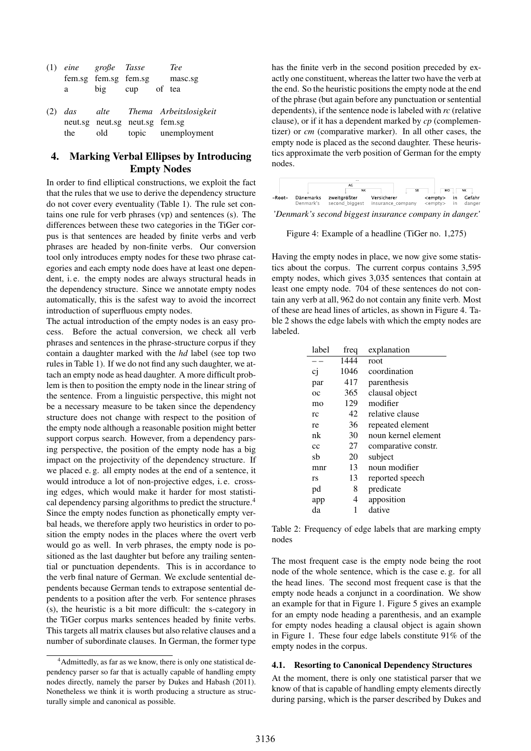(1) *eine* *große* *Tasse* *Tee*
fem.sg fem.sg fem.sg masc.sg
a big cup of tea

(2) *das* *alte* *Thema* *Arbeitslosigkeit*
neut.sg neut.sg neut.sg fem.sg
the old topic unemployment

## 4. Marking Verbal Ellipses by Introducing Empty Nodes

In order to find elliptical constructions, we exploit the fact that the rules that we use to derive the dependency structure do not cover every eventuality (Table 1). The rule set contains one rule for verb phrases (vp) and sentences (s). The differences between these two categories in the TiGer corpus is that sentences are headed by finite verbs and verb phrases are headed by non-finite verbs. Our conversion tool only introduces empty nodes for these two phrase categories and each empty node does have at least one dependent, i. e. the empty nodes are always structural heads in the dependency structure. Since we annotate empty nodes automatically, this is the safest way to avoid the incorrect introduction of superfluous empty nodes.

The actual introduction of the empty nodes is an easy process. Before the actual conversion, we check all verb phrases and sentences in the phrase-structure corpus if they contain a daughter marked with the *hd* label (see top two rules in Table 1). If we do not find any such daughter, we attach an empty node as head daughter. A more difficult problem is then to position the empty node in the linear string of the sentence. From a linguistic perspective, this might not be a necessary measure to be taken since the dependency structure does not change with respect to the position of the empty node although a reasonable position might better support corpus search. However, from a dependency parsing perspective, the position of the empty node has a big impact on the projectivity of the dependency structure. If we placed e. g. all empty nodes at the end of a sentence, it would introduce a lot of non-projective edges, i. e. crossing edges, which would make it harder for most statistical dependency parsing algorithms to predict the structure.[4] Since the empty nodes function as phonetically empty verbal heads, we therefore apply two heuristics in order to position the empty nodes in the places where the overt verb would go as well. In verb phrases, the empty node is positioned as the last daughter but before any trailing sentential or punctuation dependents. This is in accordance to the verb final nature of German. We exclude sentential dependents because German tends to extrapose sentential dependents to a position after the verb. For sentence phrases (s), the heuristic is a bit more difficult: the s-category in the TiGer corpus marks sentences headed by finite verbs. This targets all matrix clauses but also relative clauses and a number of subordinate clauses. In German, the former type has the finite verb in the second position preceded by exactly one constituent, whereas the latter two have the verb at the end. So the heuristic positions the empty node at the end of the phrase (but again before any punctuation or sentential dependents), if the sentence node is labeled with *rc* (relative clause), or if it has a dependent marked by *cp* (complementizer) or *cm* (comparative marker). In all other cases, the empty node is placed as the second daughter. These heuristics approximate the verb position of German for the empty nodes.

-Root- Dänemarks zweitgrößter Versicherer <empty> in Gefahr
Denmark's second_biggest insurance_company <empty> in danger

*'Denmark's second biggest insurance company in danger.'*

Figure 4: Example of a headline (TiGer no. 1,275)

Having the empty nodes in place, we now give some statistics about the corpus. The current corpus contains 3,595 empty nodes, which gives 3,035 sentences that contain at least one empty node. 704 of these sentences do not contain any verb at all, 962 do not contain any finite verb. Most of these are head lines of articles, as shown in Figure 4. Table 2 shows the edge labels with which the empty nodes are labeled.

| label | freq | explanation |
|---|---|---|
| – – | 1444 | root |
| cj | 1046 | coordination |
| par | 417 | parenthesis |
| oc | 365 | clausal object |
| mo | 129 | modifier |
| rc | 42 | relative clause |
| re | 36 | repeated element |
| nk | 30 | noun kernel element |
| cc | 27 | comparative constr. |
| sb | 20 | subject |
| mnr | 13 | noun modifier |
| rs | 13 | reported speech |
| pd | 8 | predicate |
| app | 4 | apposition |
| da | 1 | dative |

Table 2: Frequency of edge labels that are marking empty nodes

The most frequent case is the empty node being the root node of the whole sentence, which is the case e. g. for all the head lines. The second most frequent case is that the empty node heads a conjunct in a coordination. We show an example for that in Figure 1. Figure 5 gives an example for an empty node heading a parenthesis, and an example for empty nodes heading a clausal object is again shown in Figure 1. These four edge labels constitute 91% of the empty nodes in the corpus.

### 4.1. Resorting to Canonical Dependency Structures

At the moment, there is only one statistical parser that we know of that is capable of handling empty elements directly during parsing, which is the parser described by Dukes and

[4] Admittedly, as far as we know, there is only one statistical dependency parser so far that is actually capable of handling empty nodes directly, namely the parser by Dukes and Habash (2011). Nonetheless we think it is worth producing a structure as structurally simple and canonical as possible.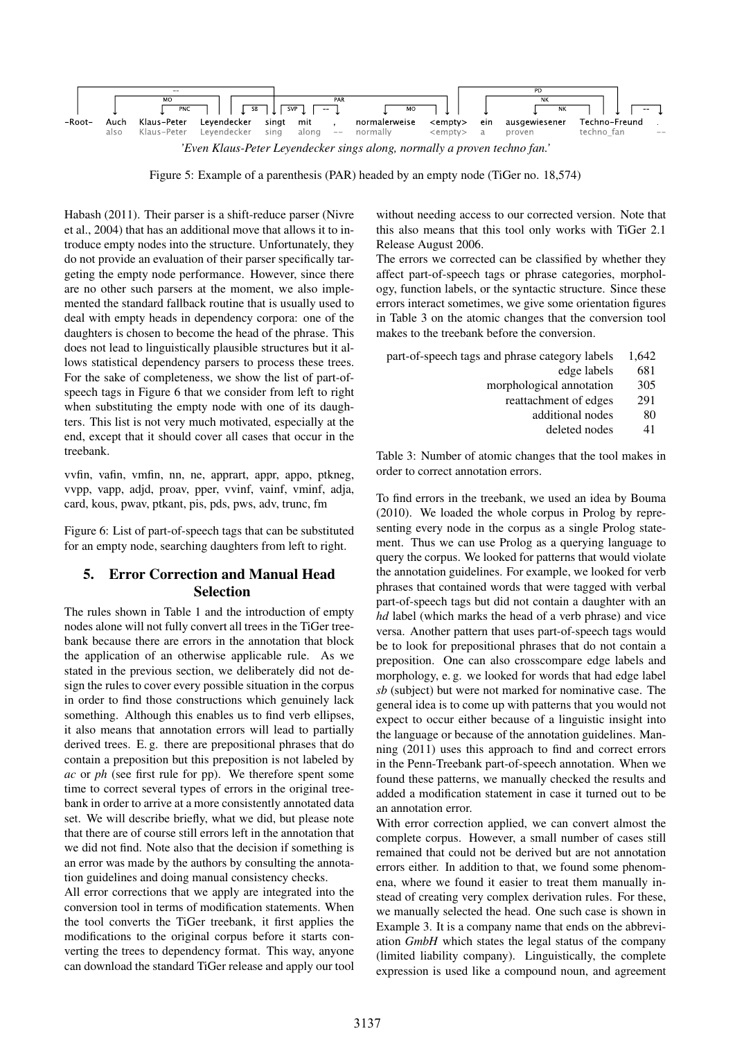-Root- Auch Klaus-Peter Leyendecker singt mit , normalerweise <empty> ein ausgewiesener Techno-Freund .
also Klaus-Peter Leyendecker sing along -- normally <empty> a proven techno_fan --

*'Even Klaus-Peter Leyendecker sings along, normally a proven techno fan.'*

Figure 5: Example of a parenthesis (PAR) headed by an empty node (TiGer no. 18,574)

Habash (2011). Their parser is a shift-reduce parser (Nivre et al., 2004) that has an additional move that allows it to introduce empty nodes into the structure. Unfortunately, they do not provide an evaluation of their parser specifically targeting the empty node performance. However, since there are no other such parsers at the moment, we also implemented the standard fallback routine that is usually used to deal with empty heads in dependency corpora: one of the daughters is chosen to become the head of the phrase. This does not lead to linguistically plausible structures but it allows statistical dependency parsers to process these trees. For the sake of completeness, we show the list of part-of-speech tags in Figure 6 that we consider from left to right when substituting the empty node with one of its daughters. This list is not very much motivated, especially at the end, except that it should cover all cases that occur in the treebank.

vvfin, vafin, vmfin, nn, ne, apprart, appr, appo, ptkneg, vvpp, vapp, adjd, proav, pper, vvinf, vainf, vminf, adja, card, kous, pwav, ptkant, pis, pds, pws, adv, trunc, fm

Figure 6: List of part-of-speech tags that can be substituted for an empty node, searching daughters from left to right.

## 5. Error Correction and Manual Head Selection

The rules shown in Table 1 and the introduction of empty nodes alone will not fully convert all trees in the TiGer treebank because there are errors in the annotation that block the application of an otherwise applicable rule. As we stated in the previous section, we deliberately did not design the rules to cover every possible situation in the corpus in order to find those constructions which genuinely lack something. Although this enables us to find verb ellipses, it also means that annotation errors will lead to partially derived trees. E. g. there are prepositional phrases that do contain a preposition but this preposition is not labeled by *ac* or *ph* (see first rule for pp). We therefore spent some time to correct several types of errors in the original treebank in order to arrive at a more consistently annotated data set. We will describe briefly, what we did, but please note that there are of course still errors left in the annotation that we did not find. Note also that the decision if something is an error was made by the authors by consulting the annotation guidelines and doing manual consistency checks.

All error corrections that we apply are integrated into the conversion tool in terms of modification statements. When the tool converts the TiGer treebank, it first applies the modifications to the original corpus before it starts converting the trees to dependency format. This way, anyone can download the standard TiGer release and apply our tool without needing access to our corrected version. Note that this also means that this tool only works with TiGer 2.1 Release August 2006.

The errors we corrected can be classified by whether they affect part-of-speech tags or phrase categories, morphology, function labels, or the syntactic structure. Since these errors interact sometimes, we give some orientation figures in Table 3 on the atomic changes that the conversion tool makes to the treebank before the conversion.

| | |
|---|---|
| part-of-speech tags and phrase category labels | 1,642 |
| edge labels | 681 |
| morphological annotation | 305 |
| reattachment of edges | 291 |
| additional nodes | 80 |
| deleted nodes | 41 |

Table 3: Number of atomic changes that the tool makes in order to correct annotation errors.

To find errors in the treebank, we used an idea by Bouma (2010). We loaded the whole corpus in Prolog by representing every node in the corpus as a single Prolog statement. Thus we can use Prolog as a querying language to query the corpus. We looked for patterns that would violate the annotation guidelines. For example, we looked for verb phrases that contained words that were tagged with verbal part-of-speech tags but did not contain a daughter with an *hd* label (which marks the head of a verb phrase) and vice versa. Another pattern that uses part-of-speech tags would be to look for prepositional phrases that do not contain a preposition. One can also crosscompare edge labels and morphology, e. g. we looked for words that had edge label *sb* (subject) but were not marked for nominative case. The general idea is to come up with patterns that you would not expect to occur either because of a linguistic insight into the language or because of the annotation guidelines. Manning (2011) uses this approach to find and correct errors in the Penn-Treebank part-of-speech annotation. When we found these patterns, we manually checked the results and added a modification statement in case it turned out to be an annotation error.

With error correction applied, we can convert almost the complete corpus. However, a small number of cases still remained that could not be derived but are not annotation errors either. In addition to that, we found some phenomena, where we found it easier to treat them manually instead of creating very complex derivation rules. For these, we manually selected the head. One such case is shown in Example 3. It is a company name that ends on the abbreviation *GmbH* which states the legal status of the company (limited liability company). Linguistically, the complete expression is used like a compound noun, and agreement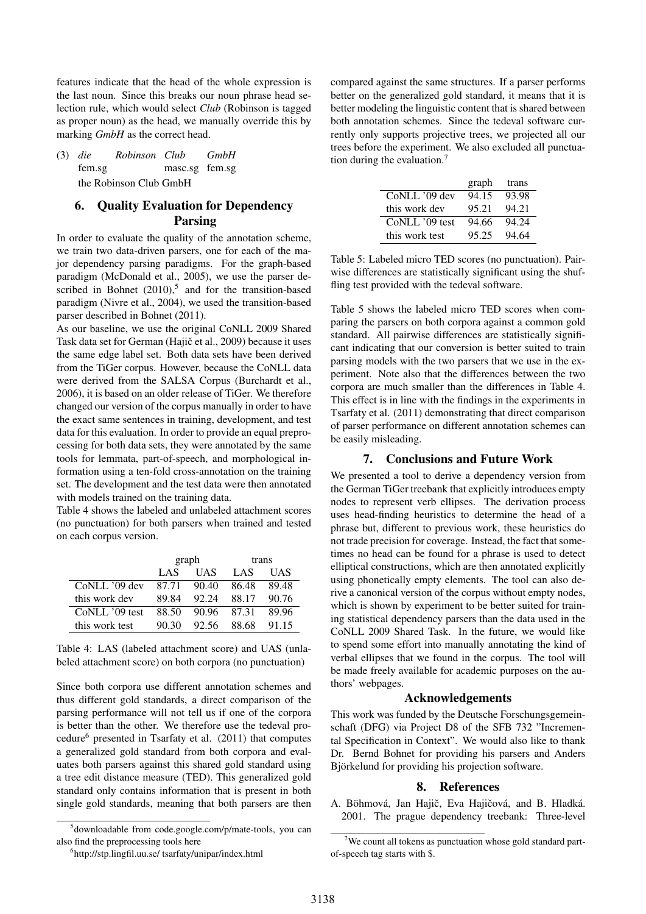features indicate that the head of the whole expression is the last noun. Since this breaks our noun phrase head selection rule, which would select *Club* (Robinson is tagged as proper noun) as the head, we manually override this by marking *GmbH* as the correct head.

(3) *die* *Robinson* *Club* *GmbH*
fem.sg masc.sg fem.sg
the Robinson Club GmbH

## 6. Quality Evaluation for Dependency Parsing

In order to evaluate the quality of the annotation scheme, we train two data-driven parsers, one for each of the major dependency parsing paradigms. For the graph-based paradigm (McDonald et al., 2005), we use the parser described in Bohnet (2010),[5] and for the transition-based paradigm (Nivre et al., 2004), we used the transition-based parser described in Bohnet (2011).

As our baseline, we use the original CoNLL 2009 Shared Task data set for German (Hajič et al., 2009) because it uses the same edge label set. Both data sets have been derived from the TiGer corpus. However, because the CoNLL data were derived from the SALSA Corpus (Burchardt et al., 2006), it is based on an older release of TiGer. We therefore changed our version of the corpus manually in order to have the exact same sentences in training, development, and test data for this evaluation. In order to provide an equal preprocessing for both data sets, they were annotated by the same tools for lemmata, part-of-speech, and morphological information using a ten-fold cross-annotation on the training set. The development and the test data were then annotated with models trained on the training data.

Table 4 shows the labeled and unlabeled attachment scores (no punctuation) for both parsers when trained and tested on each corpus version.

| | graph | | trans | |
|---|---|---|---|---|
| | LAS | UAS | LAS | UAS |
| CoNLL '09 dev | 87.71 | 90.40 | 86.48 | 89.48 |
| this work dev | 89.84 | 92.24 | 88.17 | 90.76 |
| CoNLL '09 test | 88.50 | 90.96 | 87.31 | 89.96 |
| this work test | 90.30 | 92.56 | 88.68 | 91.15 |

Table 4: LAS (labeled attachment score) and UAS (unlabeled attachment score) on both corpora (no punctuation)

Since both corpora use different annotation schemes and thus different gold standards, a direct comparison of the parsing performance will not tell us if one of the corpora is better than the other. We therefore use the tedeval procedure[6] presented in Tsarfaty et al. (2011) that computes a generalized gold standard from both corpora and evaluates both parsers against this shared gold standard using a tree edit distance measure (TED). This generalized gold standard only contains information that is present in both single gold standards, meaning that both parsers are then compared against the same structures. If a parser performs better on the generalized gold standard, it means that it is better modeling the linguistic content that is shared between both annotation schemes. Since the tedeval software currently only supports projective trees, we projected all our trees before the experiment. We also excluded all punctuation during the evaluation.[7]

| | graph | trans |
|---|---|---|
| CoNLL '09 dev | 94.15 | 93.98 |
| this work dev | 95.21 | 94.21 |
| CoNLL '09 test | 94.66 | 94.24 |
| this work test | 95.25 | 94.64 |

Table 5: Labeled micro TED scores (no punctuation). Pairwise differences are statistically significant using the shuffling test provided with the tedeval software.

Table 5 shows the labeled micro TED scores when comparing the parsers on both corpora against a common gold standard. All pairwise differences are statistically significant indicating that our conversion is better suited to train parsing models with the two parsers that we use in the experiment. Note also that the differences between the two corpora are much smaller than the differences in Table 4. This effect is in line with the findings in the experiments in Tsarfaty et al. (2011) demonstrating that direct comparison of parser performance on different annotation schemes can be easily misleading.

## 7. Conclusions and Future Work

We presented a tool to derive a dependency version from the German TiGer treebank that explicitly introduces empty nodes to represent verb ellipses. The derivation process uses head-finding heuristics to determine the head of a phrase but, different to previous work, these heuristics do not trade precision for coverage. Instead, the fact that sometimes no head can be found for a phrase is used to detect elliptical constructions, which are then annotated explicitly using phonetically empty elements. The tool can also derive a canonical version of the corpus without empty nodes, which is shown by experiment to be better suited for training statistical dependency parsers than the data used in the CoNLL 2009 Shared Task. In the future, we would like to spend some effort into manually annotating the kind of verbal ellipses that we found in the corpus. The tool will be made freely available for academic purposes on the authors' webpages.

### Acknowledgements

This work was funded by the Deutsche Forschungsgemeinschaft (DFG) via Project D8 of the SFB 732 "Incremental Specification in Context". We would also like to thank Dr. Bernd Bohnet for providing his parsers and Anders Björkelund for providing his projection software.

## 8. References

A. Böhmová, Jan Hajič, Eva Hajičová, and B. Hladká. 2001. The prague dependency treebank: Three-level

[5] downloadable from code.google.com/p/mate-tools, you can also find the preprocessing tools here

[6] http://stp.lingfil.uu.se/ tsarfaty/unipar/index.html

[7] We count all tokens as punctuation whose gold standard part-of-speech tag starts with $.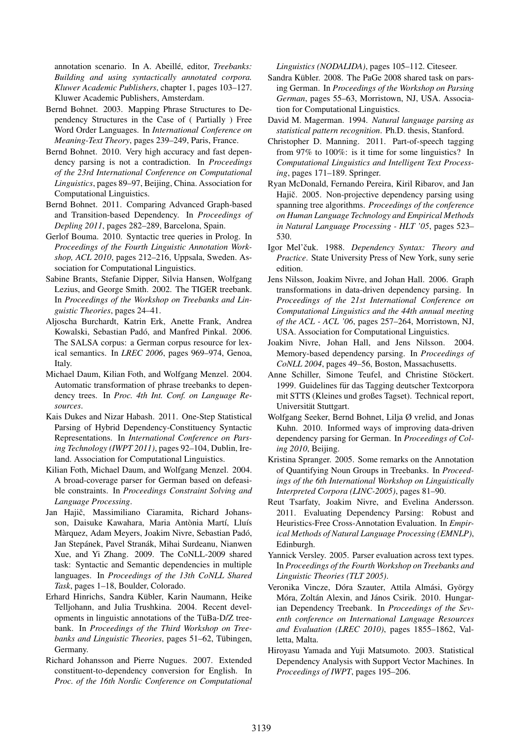annotation scenario. In A. Abeillé, editor, *Treebanks: Building and using syntactically annotated corpora. Kluwer Academic Publishers*, chapter 1, pages 103–127. Kluwer Academic Publishers, Amsterdam.

Bernd Bohnet. 2003. Mapping Phrase Structures to Dependency Structures in the Case of ( Partially ) Free Word Order Languages. In *International Conference on Meaning-Text Theory*, pages 239–249, Paris, France.

Bernd Bohnet. 2010. Very high accuracy and fast dependency parsing is not a contradiction. In *Proceedings of the 23rd International Conference on Computational Linguistics*, pages 89–97, Beijing, China. Association for Computational Linguistics.

Bernd Bohnet. 2011. Comparing Advanced Graph-based and Transition-based Dependency. In *Proceedings of Depling 2011*, pages 282–289, Barcelona, Spain.

Gerlof Bouma. 2010. Syntactic tree queries in Prolog. In *Proceedings of the Fourth Linguistic Annotation Workshop, ACL 2010*, pages 212–216, Uppsala, Sweden. Association for Computational Linguistics.

Sabine Brants, Stefanie Dipper, Silvia Hansen, Wolfgang Lezius, and George Smith. 2002. The TIGER treebank. In *Proceedings of the Workshop on Treebanks and Linguistic Theories*, pages 24–41.

Aljoscha Burchardt, Katrin Erk, Anette Frank, Andrea Kowalski, Sebastian Padó, and Manfred Pinkal. 2006. The SALSA corpus: a German corpus resource for lexical semantics. In *LREC 2006*, pages 969–974, Genoa, Italy.

Michael Daum, Kilian Foth, and Wolfgang Menzel. 2004. Automatic transformation of phrase treebanks to dependency trees. In *Proc. 4th Int. Conf. on Language Resources*.

Kais Dukes and Nizar Habash. 2011. One-Step Statistical Parsing of Hybrid Dependency-Constituency Syntactic Representations. In *International Conference on Parsing Technology (IWPT 2011)*, pages 92–104, Dublin, Ireland. Association for Computational Linguistics.

Kilian Foth, Michael Daum, and Wolfgang Menzel. 2004. A broad-coverage parser for German based on defeasible constraints. In *Proceedings Constraint Solving and Language Processing*.

Jan Hajič, Massimiliano Ciaramita, Richard Johansson, Daisuke Kawahara, Maria Antònia Martí, Lluís Màrquez, Adam Meyers, Joakim Nivre, Sebastian Padó, Jan Stepánek, Pavel Stranák, Mihai Surdeanu, Nianwen Xue, and Yi Zhang. 2009. The CoNLL-2009 shared task: Syntactic and Semantic dependencies in multiple languages. In *Proceedings of the 13th CoNLL Shared Task*, pages 1–18, Boulder, Colorado.

Erhard Hinrichs, Sandra Kübler, Karin Naumann, Heike Telljohann, and Julia Trushkina. 2004. Recent developments in linguistic annotations of the TüBa-D/Z treebank. In *Proceedings of the Third Workshop on Treebanks and Linguistic Theories*, pages 51–62, Tübingen, Germany.

Richard Johansson and Pierre Nugues. 2007. Extended constituent-to-dependency conversion for English. In *Proc. of the 16th Nordic Conference on Computational Linguistics (NODALIDA)*, pages 105–112. Citeseer.

Sandra Kübler. 2008. The PaGe 2008 shared task on parsing German. In *Proceedings of the Workshop on Parsing German*, pages 55–63, Morristown, NJ, USA. Association for Computational Linguistics.

David M. Magerman. 1994. *Natural language parsing as statistical pattern recognition*. Ph.D. thesis, Stanford.

Christopher D. Manning. 2011. Part-of-speech tagging from 97% to 100%: is it time for some linguistics? In *Computational Linguistics and Intelligent Text Processing*, pages 171–189. Springer.

Ryan McDonald, Fernando Pereira, Kiril Ribarov, and Jan Hajič. 2005. Non-projective dependency parsing using spanning tree algorithms. *Proceedings of the conference on Human Language Technology and Empirical Methods in Natural Language Processing - HLT '05*, pages 523–530.

Igor Mel'čuk. 1988. *Dependency Syntax: Theory and Practice*. State University Press of New York, suny serie edition.

Jens Nilsson, Joakim Nivre, and Johan Hall. 2006. Graph transformations in data-driven dependency parsing. In *Proceedings of the 21st International Conference on Computational Linguistics and the 44th annual meeting of the ACL - ACL '06*, pages 257–264, Morristown, NJ, USA. Association for Computational Linguistics.

Joakim Nivre, Johan Hall, and Jens Nilsson. 2004. Memory-based dependency parsing. In *Proceedings of CoNLL 2004*, pages 49–56, Boston, Massachusetts.

Anne Schiller, Simone Teufel, and Christine Stöckert. 1999. Guidelines für das Tagging deutscher Textcorpora mit STTS (Kleines und großes Tagset). Technical report, Universität Stuttgart.

Wolfgang Seeker, Bernd Bohnet, Lilja Ø vrelid, and Jonas Kuhn. 2010. Informed ways of improving data-driven dependency parsing for German. In *Proceedings of Coling 2010*, Beijing.

Kristina Spranger. 2005. Some remarks on the Annotation of Quantifying Noun Groups in Treebanks. In *Proceedings of the 6th International Workshop on Linguistically Interpreted Corpora (LINC-2005)*, pages 81–90.

Reut Tsarfaty, Joakim Nivre, and Evelina Andersson. 2011. Evaluating Dependency Parsing: Robust and Heuristics-Free Cross-Annotation Evaluation. In *Empirical Methods of Natural Language Processing (EMNLP)*, Edinburgh.

Yannick Versley. 2005. Parser evaluation across text types. In *Proceedings of the Fourth Workshop on Treebanks and Linguistic Theories (TLT 2005)*.

Veronika Vincze, Dóra Szauter, Attila Almási, György Móra, Zoltán Alexin, and János Csirik. 2010. Hungarian Dependency Treebank. In *Proceedings of the Seventh conference on International Language Resources and Evaluation (LREC 2010)*, pages 1855–1862, Valletta, Malta.

Hiroyasu Yamada and Yuji Matsumoto. 2003. Statistical Dependency Analysis with Support Vector Machines. In *Proceedings of IWPT*, pages 195–206.